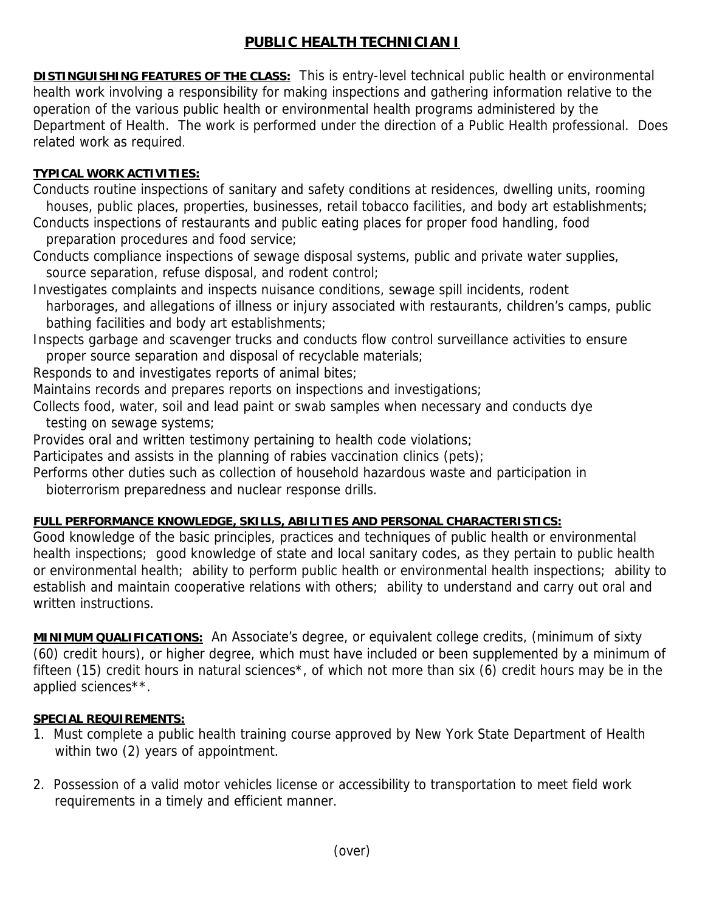# PUBLIC HEALTH TECHNICIAN I

**DISTINGUISHING FEATURES OF THE CLASS:** This is entry-level technical public health or environmental health work involving a responsibility for making inspections and gathering information relative to the operation of the various public health or environmental health programs administered by the Department of Health. The work is performed under the direction of a Public Health professional. Does related work as required.

**TYPICAL WORK ACTIVITIES:**

Conducts routine inspections of sanitary and safety conditions at residences, dwelling units, rooming houses, public places, properties, businesses, retail tobacco facilities, and body art establishments;

Conducts inspections of restaurants and public eating places for proper food handling, food preparation procedures and food service;

Conducts compliance inspections of sewage disposal systems, public and private water supplies, source separation, refuse disposal, and rodent control;

Investigates complaints and inspects nuisance conditions, sewage spill incidents, rodent harborages, and allegations of illness or injury associated with restaurants, children's camps, public bathing facilities and body art establishments;

Inspects garbage and scavenger trucks and conducts flow control surveillance activities to ensure proper source separation and disposal of recyclable materials;

Responds to and investigates reports of animal bites;

Maintains records and prepares reports on inspections and investigations;

Collects food, water, soil and lead paint or swab samples when necessary and conducts dye testing on sewage systems;

Provides oral and written testimony pertaining to health code violations;

Participates and assists in the planning of rabies vaccination clinics (pets);

Performs other duties such as collection of household hazardous waste and participation in bioterrorism preparedness and nuclear response drills.

**FULL PERFORMANCE KNOWLEDGE, SKILLS, ABILITIES AND PERSONAL CHARACTERISTICS:**

Good knowledge of the basic principles, practices and techniques of public health or environmental health inspections; good knowledge of state and local sanitary codes, as they pertain to public health or environmental health; ability to perform public health or environmental health inspections; ability to establish and maintain cooperative relations with others; ability to understand and carry out oral and written instructions.

**MINIMUM QUALIFICATIONS:** An Associate's degree, or equivalent college credits, (minimum of sixty (60) credit hours), or higher degree, which must have included or been supplemented by a minimum of fifteen (15) credit hours in natural sciences*, of which not more than six (6) credit hours may be in the applied sciences**.

**SPECIAL REQUIREMENTS:**

1. Must complete a public health training course approved by New York State Department of Health within two (2) years of appointment.

2. Possession of a valid motor vehicles license or accessibility to transportation to meet field work requirements in a timely and efficient manner.

(over)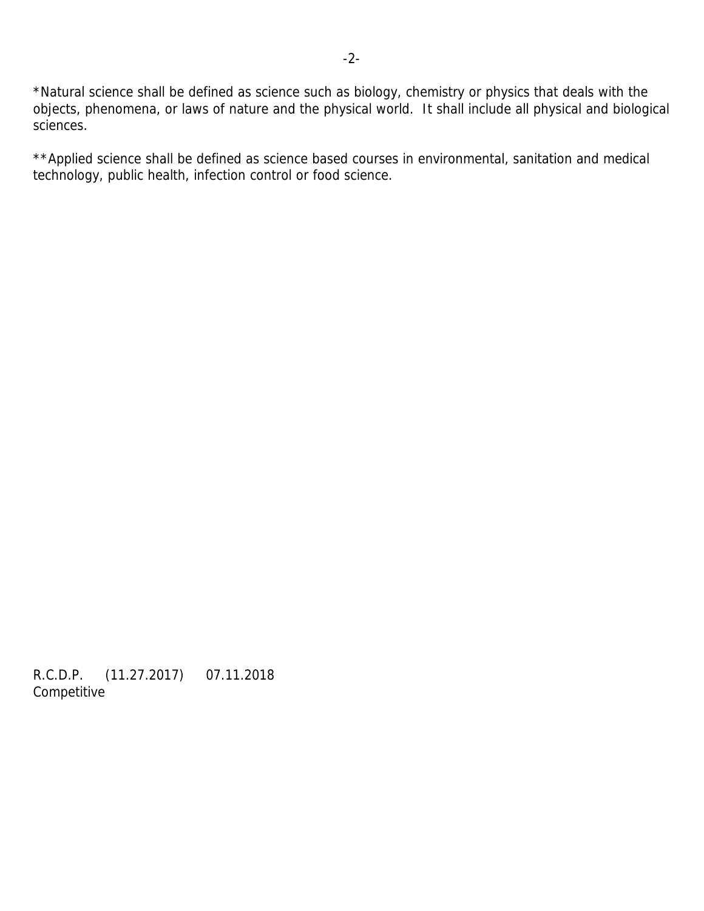*Natural science shall be defined as science such as biology, chemistry or physics that deals with the objects, phenomena, or laws of nature and the physical world. It shall include all physical and biological sciences.

**Applied science shall be defined as science based courses in environmental, sanitation and medical technology, public health, infection control or food science.

R.C.D.P. (11.27.2017) 07.11.2018
Competitive